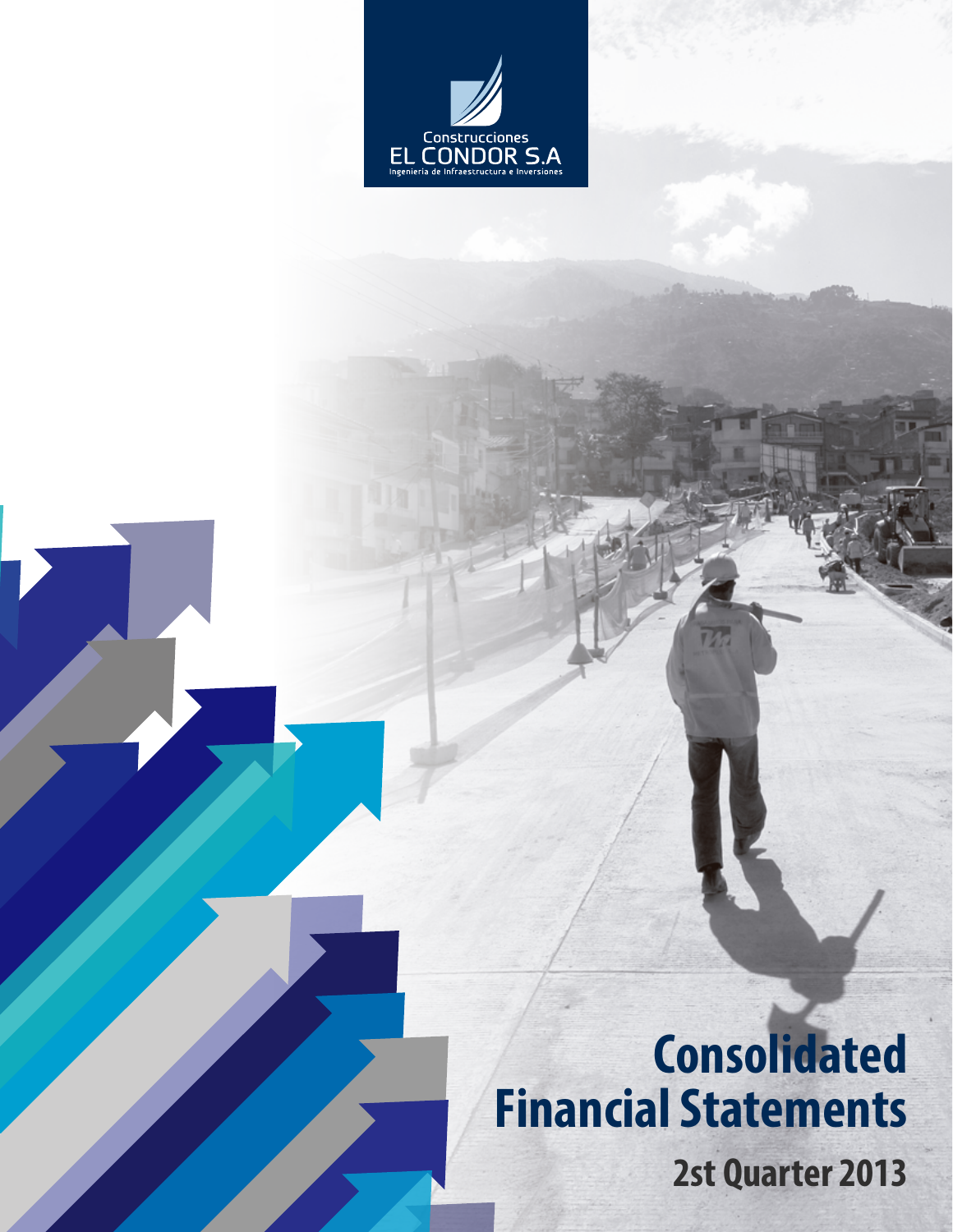Constructiones

EL CONDOR S.A

Ingeniería de Infraestructura e Inversiones

# Consolidated Financial Statements

## 2st Quarter 2013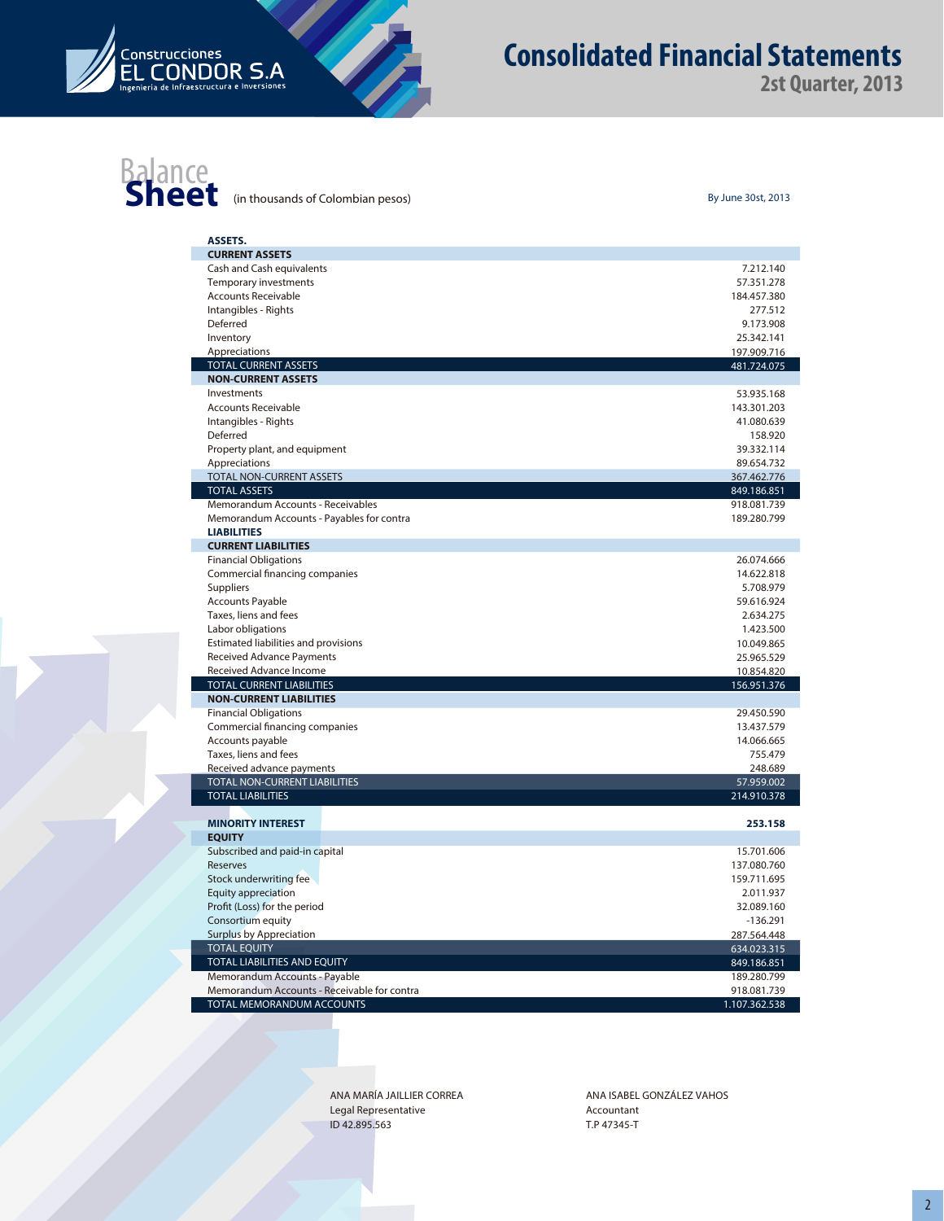# Consolidated Financial Statements

## 2st Quarter, 2013

## Balance Sheet

(in thousands of Colombian pesos)

By June 30st, 2013

| ASSETS. | |
|---|---|
| **CURRENT ASSETS** | |
| Cash and Cash equivalents | 7.212.140 |
| Temporary investments | 57.351.278 |
| Accounts Receivable | 184.457.380 |
| Intangibles - Rights | 277.512 |
| Deferred | 9.173.908 |
| Inventory | 25.342.141 |
| Appreciations | 197.909.716 |
| TOTAL CURRENT ASSETS | 481.724.075 |
| **NON-CURRENT ASSETS** | |
| Investments | 53.935.168 |
| Accounts Receivable | 143.301.203 |
| Intangibles - Rights | 41.080.639 |
| Deferred | 158.920 |
| Property plant, and equipment | 39.332.114 |
| Appreciations | 89.654.732 |
| TOTAL NON-CURRENT ASSETS | 367.462.776 |
| TOTAL ASSETS | 849.186.851 |
| Memorandum Accounts - Receivables | 918.081.739 |
| Memorandum Accounts - Payables for contra | 189.280.799 |
| **LIABILITIES** | |
| **CURRENT LIABILITIES** | |
| Financial Obligations | 26.074.666 |
| Commercial financing companies | 14.622.818 |
| Suppliers | 5.708.979 |
| Accounts Payable | 59.616.924 |
| Taxes, liens and fees | 2.634.275 |
| Labor obligations | 1.423.500 |
| Estimated liabilities and provisions | 10.049.865 |
| Received Advance Payments | 25.965.529 |
| Received Advance Income | 10.854.820 |
| TOTAL CURRENT LIABILITIES | 156.951.376 |
| **NON-CURRENT LIABILITIES** | |
| Financial Obligations | 29.450.590 |
| Commercial financing companies | 13.437.579 |
| Accounts payable | 14.066.665 |
| Taxes, liens and fees | 755.479 |
| Received advance payments | 248.689 |
| TOTAL NON-CURRENT LIABILITIES | 57.959.002 |
| TOTAL LIABILITIES | 214.910.378 |
| | |
| **MINORITY INTEREST** | **253.158** |
| **EQUITY** | |
| Subscribed and paid-in capital | 15.701.606 |
| Reserves | 137.080.760 |
| Stock underwriting fee | 159.711.695 |
| Equity appreciation | 2.011.937 |
| Profit (Loss) for the period | 32.089.160 |
| Consortium equity | -136.291 |
| Surplus by Appreciation | 287.564.448 |
| TOTAL EQUITY | 634.023.315 |
| TOTAL LIABILITIES AND EQUITY | 849.186.851 |
| Memorandum Accounts - Payable | 189.280.799 |
| Memorandum Accounts - Receivable for contra | 918.081.739 |
| TOTAL MEMORANDUM ACCOUNTS | 1.107.362.538 |

ANA MARÍA JAILLIER CORREA
Legal Representative
ID 42.895.563

ANA ISABEL GONZÁLEZ VAHOS
Accountant
T.P 47345-T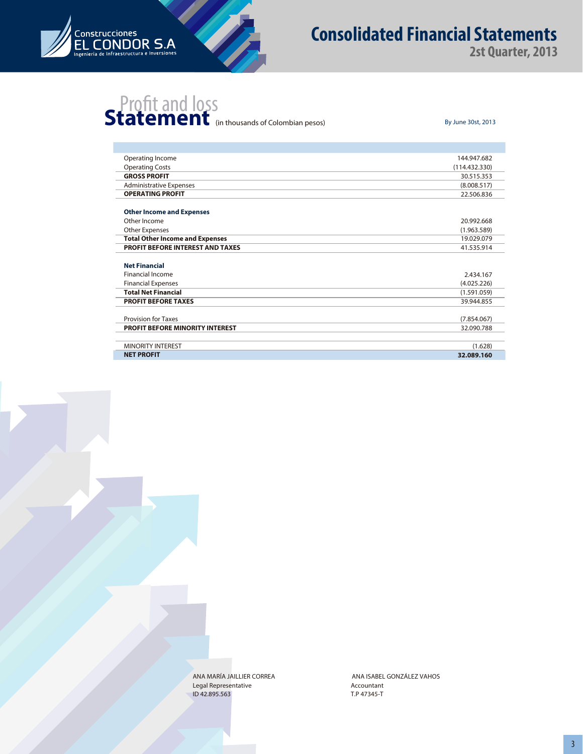# Consolidated Financial Statements

## 2st Quarter, 2013

## Profit and loss Statement (in thousands of Colombian pesos)

By June 30st, 2013

| | |
|---|---|
| Operating Income | 144.947.682 |
| Operating Costs | (114.432.330) |
| **GROSS PROFIT** | 30.515.353 |
| Administrative Expenses | (8.008.517) |
| **OPERATING PROFIT** | 22.506.836 |
| | |
| **Other Income and Expenses** | |
| Other Income | 20.992.668 |
| Other Expenses | (1.963.589) |
| **Total Other Income and Expenses** | 19.029.079 |
| **PROFIT BEFORE INTEREST AND TAXES** | 41.535.914 |
| | |
| **Net Financial** | |
| Financial Income | 2.434.167 |
| Financial Expenses | (4.025.226) |
| **Total Net Financial** | (1.591.059) |
| **PROFIT BEFORE TAXES** | 39.944.855 |
| | |
| Provision for Taxes | (7.854.067) |
| **PROFIT BEFORE MINORITY INTEREST** | 32.090.788 |
| | |
| MINORITY INTEREST | (1.628) |
| **NET PROFIT** | **32.089.160** |

ANA MARÍA JAILLIER CORREA
Legal Representative
ID 42.895.563

ANA ISABEL GONZÁLEZ VAHOS
Accountant
T.P 47345-T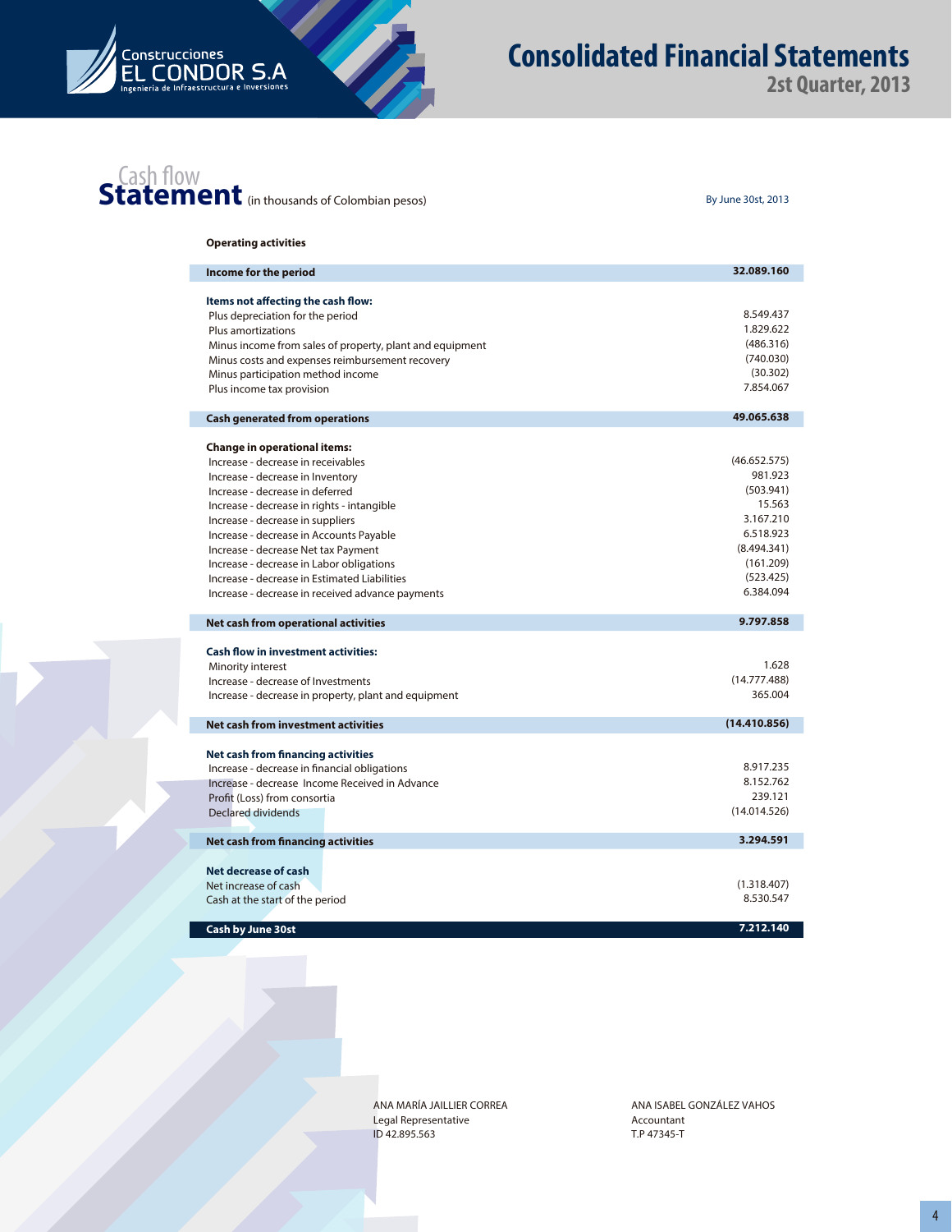# Cash flow Statement (in thousands of Colombian pesos)

By June 30st, 2013

| | |
|---|---|
| **Operating activities** | |
| **Income for the period** | **32.089.160** |
| **Items not affecting the cash flow:** | |
| Plus depreciation for the period | 8.549.437 |
| Plus amortizations | 1.829.622 |
| Minus income from sales of property, plant and equipment | (486.316) |
| Minus costs and expenses reimbursement recovery | (740.030) |
| Minus participation method income | (30.302) |
| Plus income tax provision | 7.854.067 |
| **Cash generated from operations** | **49.065.638** |
| **Change in operational items:** | |
| Increase - decrease in receivables | (46.652.575) |
| Increase - decrease in Inventory | 981.923 |
| Increase - decrease in deferred | (503.941) |
| Increase - decrease in rights - intangible | 15.563 |
| Increase - decrease in suppliers | 3.167.210 |
| Increase - decrease in Accounts Payable | 6.518.923 |
| Increase - decrease Net tax Payment | (8.494.341) |
| Increase - decrease in Labor obligations | (161.209) |
| Increase - decrease in Estimated Liabilities | (523.425) |
| Increase - decrease in received advance payments | 6.384.094 |
| **Net cash from operational activities** | **9.797.858** |
| **Cash flow in investment activities:** | |
| Minority interest | 1.628 |
| Increase - decrease of Investments | (14.777.488) |
| Increase - decrease in property, plant and equipment | 365.004 |
| **Net cash from investment activities** | **(14.410.856)** |
| **Net cash from financing activities** | |
| Increase - decrease in financial obligations | 8.917.235 |
| Increase - decrease Income Received in Advance | 8.152.762 |
| Profit (Loss) from consortia | 239.121 |
| Declared dividends | (14.014.526) |
| **Net cash from financing activities** | **3.294.591** |
| **Net decrease of cash** | |
| Net increase of cash | (1.318.407) |
| Cash at the start of the period | 8.530.547 |
| **Cash by June 30st** | **7.212.140** |

ANA MARÍA JAILLIER CORREA
Legal Representative
ID 42.895.563

ANA ISABEL GONZÁLEZ VAHOS
Accountant
T.P 47345-T